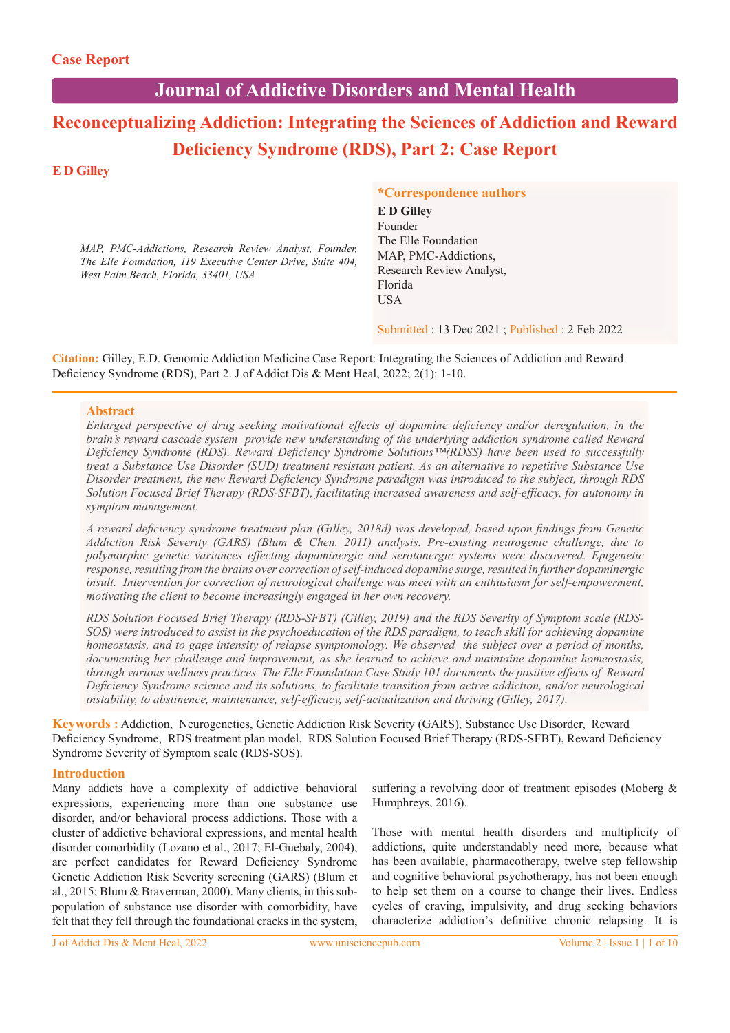Case Report

# Journal of Addictive Disorders and Mental Health

# Reconceptualizing Addiction: Integrating the Sciences of Addiction and Reward Deficiency Syndrome (RDS), Part 2: Case Report

**E D Gilley**

*MAP, PMC-Addictions, Research Review Analyst, Founder, The Elle Foundation, 119 Executive Center Drive, Suite 404, West Palm Beach, Florida, 33401, USA*

**\*Correspondence authors**

**E D Gilley**
Founder
The Elle Foundation
MAP, PMC-Addictions,
Research Review Analyst,
Florida
USA

Submitted : 13 Dec 2021 ; Published : 2 Feb 2022

**Citation:** Gilley, E.D. Genomic Addiction Medicine Case Report: Integrating the Sciences of Addiction and Reward Deficiency Syndrome (RDS), Part 2. J of Addict Dis & Ment Heal, 2022; 2(1): 1-10.

## Abstract

*Enlarged perspective of drug seeking motivational effects of dopamine deficiency and/or deregulation, in the brain's reward cascade system provide new understanding of the underlying addiction syndrome called Reward Deficiency Syndrome (RDS). Reward Deficiency Syndrome Solutions™(RDSS) have been used to successfully treat a Substance Use Disorder (SUD) treatment resistant patient. As an alternative to repetitive Substance Use Disorder treatment, the new Reward Deficiency Syndrome paradigm was introduced to the subject, through RDS Solution Focused Brief Therapy (RDS-SFBT), facilitating increased awareness and self-efficacy, for autonomy in symptom management.*

*A reward deficiency syndrome treatment plan (Gilley, 2018d) was developed, based upon findings from Genetic Addiction Risk Severity (GARS) (Blum & Chen, 2011) analysis. Pre-existing neurogenic challenge, due to polymorphic genetic variances effecting dopaminergic and serotonergic systems were discovered. Epigenetic response, resulting from the brains over correction of self-induced dopamine surge, resulted in further dopaminergic insult. Intervention for correction of neurological challenge was meet with an enthusiasm for self-empowerment, motivating the client to become increasingly engaged in her own recovery.*

*RDS Solution Focused Brief Therapy (RDS-SFBT) (Gilley, 2019) and the RDS Severity of Symptom scale (RDS-SOS) were introduced to assist in the psychoeducation of the RDS paradigm, to teach skill for achieving dopamine homeostasis, and to gage intensity of relapse symptomology. We observed the subject over a period of months, documenting her challenge and improvement, as she learned to achieve and maintain dopamine homeostasis, through various wellness practices. The Elle Foundation Case Study 101 documents the positive effects of Reward Deficiency Syndrome science and its solutions, to facilitate transition from active addiction, and/or neurological instability, to abstinence, maintenance, self-efficacy, self-actualization and thriving (Gilley, 2017).*

**Keywords :** Addiction, Neurogenetics, Genetic Addiction Risk Severity (GARS), Substance Use Disorder, Reward Deficiency Syndrome, RDS treatment plan model, RDS Solution Focused Brief Therapy (RDS-SFBT), Reward Deficiency Syndrome Severity of Symptom scale (RDS-SOS).

## Introduction

Many addicts have a complexity of addictive behavioral expressions, experiencing more than one substance use disorder, and/or behavioral process addictions. Those with a cluster of addictive behavioral expressions, and mental health disorder comorbidity (Lozano et al., 2017; El-Guebaly, 2004), are perfect candidates for Reward Deficiency Syndrome Genetic Addiction Risk Severity screening (GARS) (Blum et al., 2015; Blum & Braverman, 2000). Many clients, in this sub-population of substance use disorder with comorbidity, have felt that they fell through the foundational cracks in the system, suffering a revolving door of treatment episodes (Moberg & Humphreys, 2016).

Those with mental health disorders and multiplicity of addictions, quite understandably need more, because what has been available, pharmacotherapy, twelve step fellowship and cognitive behavioral psychotherapy, has not been enough to help set them on a course to change their lives. Endless cycles of craving, impulsivity, and drug seeking behaviors characterize addiction's definitive chronic relapsing. It is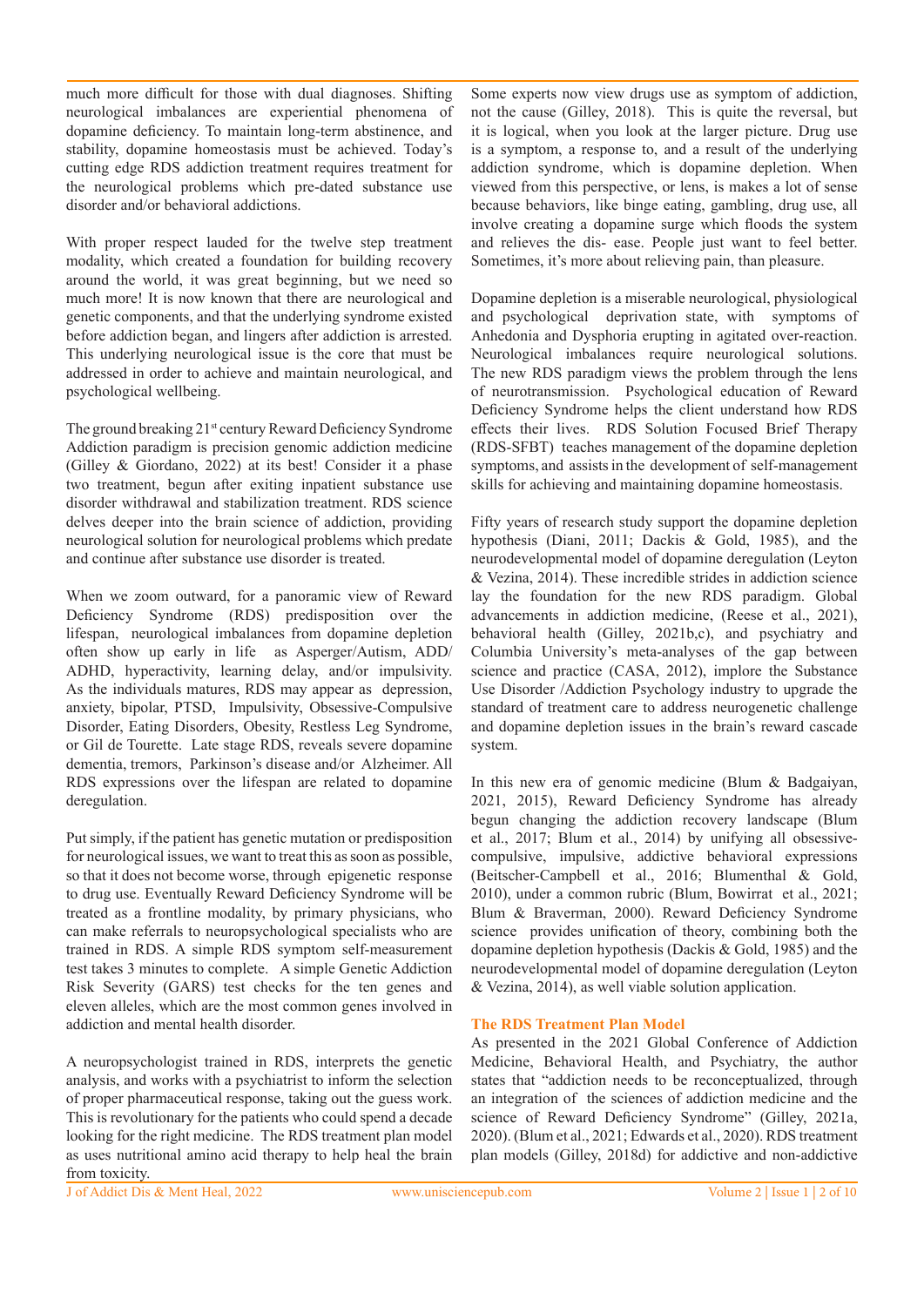much more difficult for those with dual diagnoses. Shifting neurological imbalances are experiential phenomena of dopamine deficiency. To maintain long-term abstinence, and stability, dopamine homeostasis must be achieved. Today's cutting edge RDS addiction treatment requires treatment for the neurological problems which pre-dated substance use disorder and/or behavioral addictions.

With proper respect lauded for the twelve step treatment modality, which created a foundation for building recovery around the world, it was great beginning, but we need so much more! It is now known that there are neurological and genetic components, and that the underlying syndrome existed before addiction began, and lingers after addiction is arrested. This underlying neurological issue is the core that must be addressed in order to achieve and maintain neurological, and psychological wellbeing.

The ground breaking 21st century Reward Deficiency Syndrome Addiction paradigm is precision genomic addiction medicine (Gilley & Giordano, 2022) at its best! Consider it a phase two treatment, begun after exiting inpatient substance use disorder withdrawal and stabilization treatment. RDS science delves deeper into the brain science of addiction, providing neurological solution for neurological problems which predate and continue after substance use disorder is treated.

When we zoom outward, for a panoramic view of Reward Deficiency Syndrome (RDS) predisposition over the lifespan, neurological imbalances from dopamine depletion often show up early in life as Asperger/Autism, ADD/ADHD, hyperactivity, learning delay, and/or impulsivity. As the individuals matures, RDS may appear as depression, anxiety, bipolar, PTSD, Impulsivity, Obsessive-Compulsive Disorder, Eating Disorders, Obesity, Restless Leg Syndrome, or Gil de Tourette. Late stage RDS, reveals severe dopamine dementia, tremors, Parkinson's disease and/or Alzheimer. All RDS expressions over the lifespan are related to dopamine deregulation.

Put simply, if the patient has genetic mutation or predisposition for neurological issues, we want to treat this as soon as possible, so that it does not become worse, through epigenetic response to drug use. Eventually Reward Deficiency Syndrome will be treated as a frontline modality, by primary physicians, who can make referrals to neuropsychological specialists who are trained in RDS. A simple RDS symptom self-measurement test takes 3 minutes to complete. A simple Genetic Addiction Risk Severity (GARS) test checks for the ten genes and eleven alleles, which are the most common genes involved in addiction and mental health disorder.

A neuropsychologist trained in RDS, interprets the genetic analysis, and works with a psychiatrist to inform the selection of proper pharmaceutical response, taking out the guess work. This is revolutionary for the patients who could spend a decade looking for the right medicine. The RDS treatment plan model as uses nutritional amino acid therapy to help heal the brain from toxicity.

Some experts now view drugs use as symptom of addiction, not the cause (Gilley, 2018). This is quite the reversal, but it is logical, when you look at the larger picture. Drug use is a symptom, a response to, and a result of the underlying addiction syndrome, which is dopamine depletion. When viewed from this perspective, or lens, is makes a lot of sense because behaviors, like binge eating, gambling, drug use, all involve creating a dopamine surge which floods the system and relieves the dis- ease. People just want to feel better. Sometimes, it's more about relieving pain, than pleasure.

Dopamine depletion is a miserable neurological, physiological and psychological deprivation state, with symptoms of Anhedonia and Dysphoria erupting in agitated over-reaction. Neurological imbalances require neurological solutions. The new RDS paradigm views the problem through the lens of neurotransmission. Psychological education of Reward Deficiency Syndrome helps the client understand how RDS effects their lives. RDS Solution Focused Brief Therapy (RDS-SFBT) teaches management of the dopamine depletion symptoms, and assists in the development of self-management skills for achieving and maintaining dopamine homeostasis.

Fifty years of research study support the dopamine depletion hypothesis (Diani, 2011; Dackis & Gold, 1985), and the neurodevelopmental model of dopamine deregulation (Leyton & Vezina, 2014). These incredible strides in addiction science lay the foundation for the new RDS paradigm. Global advancements in addiction medicine, (Reese et al., 2021), behavioral health (Gilley, 2021b,c), and psychiatry and Columbia University's meta-analyses of the gap between science and practice (CASA, 2012), implore the Substance Use Disorder /Addiction Psychology industry to upgrade the standard of treatment care to address neurogenetic challenge and dopamine depletion issues in the brain's reward cascade system.

In this new era of genomic medicine (Blum & Badgaiyan, 2021, 2015), Reward Deficiency Syndrome has already begun changing the addiction recovery landscape (Blum et al., 2017; Blum et al., 2014) by unifying all obsessive-compulsive, impulsive, addictive behavioral expressions (Beitscher-Campbell et al., 2016; Blumenthal & Gold, 2010), under a common rubric (Blum, Bowirrat et al., 2021; Blum & Braverman, 2000). Reward Deficiency Syndrome science provides unification of theory, combining both the dopamine depletion hypothesis (Dackis & Gold, 1985) and the neurodevelopmental model of dopamine deregulation (Leyton & Vezina, 2014), as well viable solution application.

**The RDS Treatment Plan Model**

As presented in the 2021 Global Conference of Addiction Medicine, Behavioral Health, and Psychiatry, the author states that "addiction needs to be reconceptualized, through an integration of the sciences of addiction medicine and the science of Reward Deficiency Syndrome" (Gilley, 2021a, 2020). (Blum et al., 2021; Edwards et al., 2020). RDS treatment plan models (Gilley, 2018d) for addictive and non-addictive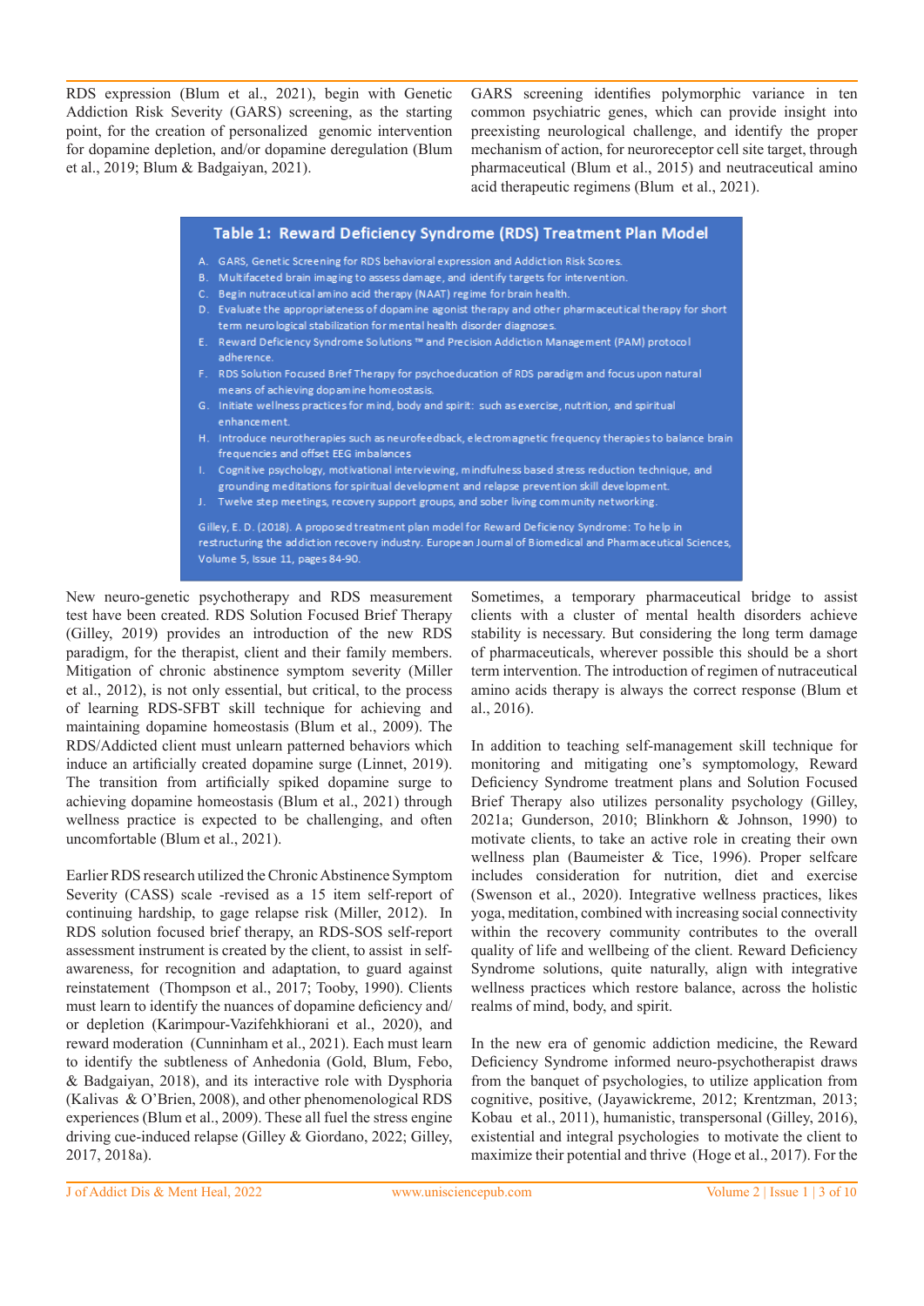RDS expression (Blum et al., 2021), begin with Genetic Addiction Risk Severity (GARS) screening, as the starting point, for the creation of personalized genomic intervention for dopamine depletion, and/or dopamine deregulation (Blum et al., 2019; Blum & Badgaiyan, 2021).

GARS screening identifies polymorphic variance in ten common psychiatric genes, which can provide insight into preexisting neurological challenge, and identify the proper mechanism of action, for neuroreceptor cell site target, through pharmaceutical (Blum et al., 2015) and neutraceutical amino acid therapeutic regimens (Blum et al., 2021).

**Table 1: Reward Deficiency Syndrome (RDS) Treatment Plan Model**

A. GARS, Genetic Screening for RDS behavioral expression and Addiction Risk Scores.
B. Multifaceted brain imaging to assess damage, and identify targets for intervention.
C. Begin nutraceutical amino acid therapy (NAAT) regime for brain health.
D. Evaluate the appropriateness of dopamine agonist therapy and other pharmaceutical therapy for short term neurological stabilization for mental health disorder diagnoses.
E. Reward Deficiency Syndrome Solutions ™ and Precision Addiction Management (PAM) protocol adherence.
F. RDS Solution Focused Brief Therapy for psychoeducation of RDS paradigm and focus upon natural means of achieving dopamine homeostasis.
G. Initiate wellness practices for mind, body and spirit: such as exercise, nutrition, and spiritual enhancement.
H. Introduce neurotherapies such as neurofeedback, electromagnetic frequency therapies to balance brain frequencies and offset EEG imbalances
I. Cognitive psychology, motivational interviewing, mindfulness based stress reduction technique, and grounding meditations for spiritual development and relapse prevention skill development.
J. Twelve step meetings, recovery support groups, and sober living community networking.

Gilley, E. D. (2018). A proposed treatment plan model for Reward Deficiency Syndrome: To help in restructuring the addiction recovery industry. European Journal of Biomedical and Pharmaceutical Sciences, Volume 5, Issue 11, pages 84-90.

New neuro-genetic psychotherapy and RDS measurement test have been created. RDS Solution Focused Brief Therapy (Gilley, 2019) provides an introduction of the new RDS paradigm, for the therapist, client and their family members. Mitigation of chronic abstinence symptom severity (Miller et al., 2012), is not only essential, but critical, to the process of learning RDS-SFBT skill technique for achieving and maintaining dopamine homeostasis (Blum et al., 2009). The RDS/Addicted client must unlearn patterned behaviors which induce an artificially created dopamine surge (Linnet, 2019). The transition from artificially spiked dopamine surge to achieving dopamine homeostasis (Blum et al., 2021) through wellness practice is expected to be challenging, and often uncomfortable (Blum et al., 2021).

Earlier RDS research utilized the Chronic Abstinence Symptom Severity (CASS) scale -revised as a 15 item self-report of continuing hardship, to gage relapse risk (Miller, 2012). In RDS solution focused brief therapy, an RDS-SOS self-report assessment instrument is created by the client, to assist in self-awareness, for recognition and adaptation, to guard against reinstatement (Thompson et al., 2017; Tooby, 1990). Clients must learn to identify the nuances of dopamine deficiency and/or depletion (Karimpour-Vazifehkhiorani et al., 2020), and reward moderation (Cunninham et al., 2021). Each must learn to identify the subtleness of Anhedonia (Gold, Blum, Febo, & Badgaiyan, 2018), and its interactive role with Dysphoria (Kalivas & O'Brien, 2008), and other phenomenological RDS experiences (Blum et al., 2009). These all fuel the stress engine driving cue-induced relapse (Gilley & Giordano, 2022; Gilley, 2017, 2018a).

Sometimes, a temporary pharmaceutical bridge to assist clients with a cluster of mental health disorders achieve stability is necessary. But considering the long term damage of pharmaceuticals, wherever possible this should be a short term intervention. The introduction of regimen of nutraceutical amino acids therapy is always the correct response (Blum et al., 2016).

In addition to teaching self-management skill technique for monitoring and mitigating one's symptomology, Reward Deficiency Syndrome treatment plans and Solution Focused Brief Therapy also utilizes personality psychology (Gilley, 2021a; Gunderson, 2010; Blinkhorn & Johnson, 1990) to motivate clients, to take an active role in creating their own wellness plan (Baumeister & Tice, 1996). Proper selfcare includes consideration for nutrition, diet and exercise (Swenson et al., 2020). Integrative wellness practices, likes yoga, meditation, combined with increasing social connectivity within the recovery community contributes to the overall quality of life and wellbeing of the client. Reward Deficiency Syndrome solutions, quite naturally, align with integrative wellness practices which restore balance, across the holistic realms of mind, body, and spirit.

In the new era of genomic addiction medicine, the Reward Deficiency Syndrome informed neuro-psychotherapist draws from the banquet of psychologies, to utilize application from cognitive, positive, (Jayawickreme, 2012; Krentzman, 2013; Kobau et al., 2011), humanistic, transpersonal (Gilley, 2016), existential and integral psychologies to motivate the client to maximize their potential and thrive (Hoge et al., 2017). For the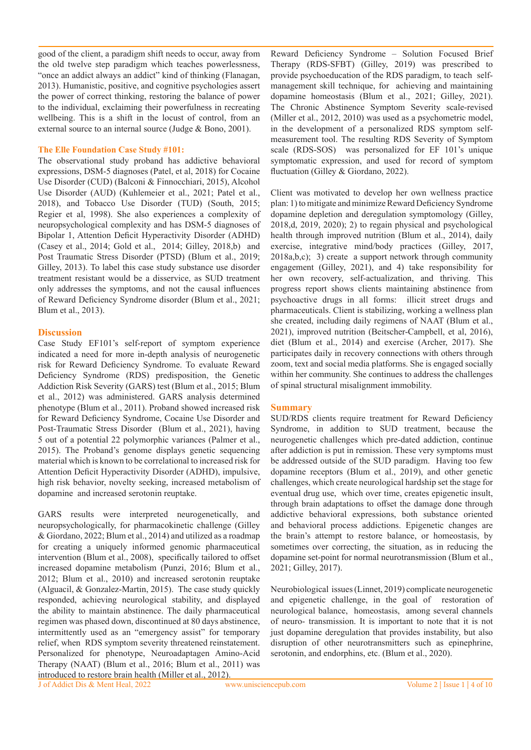good of the client, a paradigm shift needs to occur, away from the old twelve step paradigm which teaches powerlessness, "once an addict always an addict" kind of thinking (Flanagan, 2013). Humanistic, positive, and cognitive psychologies assert the power of correct thinking, restoring the balance of power to the individual, exclaiming their powerfulness in recreating wellbeing. This is a shift in the locust of control, from an external source to an internal source (Judge & Bono, 2001).

### The Elle Foundation Case Study #101:

The observational study proband has addictive behavioral expressions, DSM-5 diagnoses (Patel, et al, 2018) for Cocaine Use Disorder (CUD) (Balconi & Finnocchiari, 2015), Alcohol Use Disorder (AUD) (Kuhlemeier et al., 2021; Patel et al., 2018), and Tobacco Use Disorder (TUD) (South, 2015; Regier et al, 1998). She also experiences a complexity of neuropsychological complexity and has DSM-5 diagnoses of Bipolar 1, Attention Deficit Hyperactivity Disorder (ADHD) (Casey et al., 2014; Gold et al., 2014; Gilley, 2018,b) and Post Traumatic Stress Disorder (PTSD) (Blum et al., 2019; Gilley, 2013). To label this case study substance use disorder treatment resistant would be a disservice, as SUD treatment only addresses the symptoms, and not the causal influences of Reward Deficiency Syndrome disorder (Blum et al., 2021; Blum et al., 2013).

## Discussion

Case Study EF101's self-report of symptom experience indicated a need for more in-depth analysis of neurogenetic risk for Reward Deficiency Syndrome. To evaluate Reward Deficiency Syndrome (RDS) predisposition, the Genetic Addiction Risk Severity (GARS) test (Blum et al., 2015; Blum et al., 2012) was administered. GARS analysis determined phenotype (Blum et al., 2011). Proband showed increased risk for Reward Deficiency Syndrome, Cocaine Use Disorder and Post-Traumatic Stress Disorder (Blum et al., 2021), having 5 out of a potential 22 polymorphic variances (Palmer et al., 2015). The Proband's genome displays genetic sequencing material which is known to be correlational to increased risk for Attention Deficit Hyperactivity Disorder (ADHD), impulsive, high risk behavior, novelty seeking, increased metabolism of dopamine and increased serotonin reuptake.

GARS results were interpreted neurogenetically, and neuropsychologically, for pharmacokinetic challenge (Gilley & Giordano, 2022; Blum et al., 2014) and utilized as a roadmap for creating a uniquely informed genomic pharmaceutical intervention (Blum et al., 2008), specifically tailored to offset increased dopamine metabolism (Punzi, 2016; Blum et al., 2012; Blum et al., 2010) and increased serotonin reuptake (Alguacil, & Gonzalez-Martin, 2015). The case study quickly responded, achieving neurological stability, and displayed the ability to maintain abstinence. The daily pharmaceutical regimen was phased down, discontinued at 80 days abstinence, intermittently used as an "emergency assist" for temporary relief, when RDS symptom severity threatened reinstatement. Personalized for phenotype, Neuroadaptagen Amino-Acid Therapy (NAAT) (Blum et al., 2016; Blum et al., 2011) was introduced to restore brain health (Miller et al., 2012).

Reward Deficiency Syndrome – Solution Focused Brief Therapy (RDS-SFBT) (Gilley, 2019) was prescribed to provide psychoeducation of the RDS paradigm, to teach self-management skill technique, for achieving and maintaining dopamine homeostasis (Blum et al., 2021; Gilley, 2021). The Chronic Abstinence Symptom Severity scale-revised (Miller et al., 2012, 2010) was used as a psychometric model, in the development of a personalized RDS symptom self-measurement tool. The resulting RDS Severity of Symptom scale (RDS-SOS) was personalized for EF 101's unique symptomatic expression, and used for record of symptom fluctuation (Gilley & Giordano, 2022).

Client was motivated to develop her own wellness practice plan: 1) to mitigate and minimize Reward Deficiency Syndrome dopamine depletion and deregulation symptomology (Gilley, 2018,d, 2019, 2020); 2) to regain physical and psychological health through improved nutrition (Blum et al., 2014), daily exercise, integrative mind/body practices (Gilley, 2017, 2018a,b,c); 3) create a support network through community engagement (Gilley, 2021), and 4) take responsibility for her own recovery, self-actualization, and thriving. This progress report shows clients maintaining abstinence from psychoactive drugs in all forms: illicit street drugs and pharmaceuticals. Client is stabilizing, working a wellness plan she created, including daily regimens of NAAT (Blum et al., 2021), improved nutrition (Beitscher-Campbell, et al, 2016), diet (Blum et al., 2014) and exercise (Archer, 2017). She participates daily in recovery connections with others through zoom, text and social media platforms. She is engaged socially within her community. She continues to address the challenges of spinal structural misalignment immobility.

## Summary

SUD/RDS clients require treatment for Reward Deficiency Syndrome, in addition to SUD treatment, because the neurogenetic challenges which pre-dated addiction, continue after addiction is put in remission. These very symptoms must be addressed outside of the SUD paradigm. Having too few dopamine receptors (Blum et al., 2019), and other genetic challenges, which create neurological hardship set the stage for eventual drug use, which over time, creates epigenetic insult, through brain adaptations to offset the damage done through addictive behavioral expressions, both substance oriented and behavioral process addictions. Epigenetic changes are the brain's attempt to restore balance, or homeostasis, by sometimes over correcting, the situation, as in reducing the dopamine set-point for normal neurotransmission (Blum et al., 2021; Gilley, 2017).

Neurobiological issues (Linnet, 2019) complicate neurogenetic and epigenetic challenge, in the goal of restoration of neurological balance, homeostasis, among several channels of neuro- transmission. It is important to note that it is not just dopamine deregulation that provides instability, but also disruption of other neurotransmitters such as epinephrine, serotonin, and endorphins, etc. (Blum et al., 2020).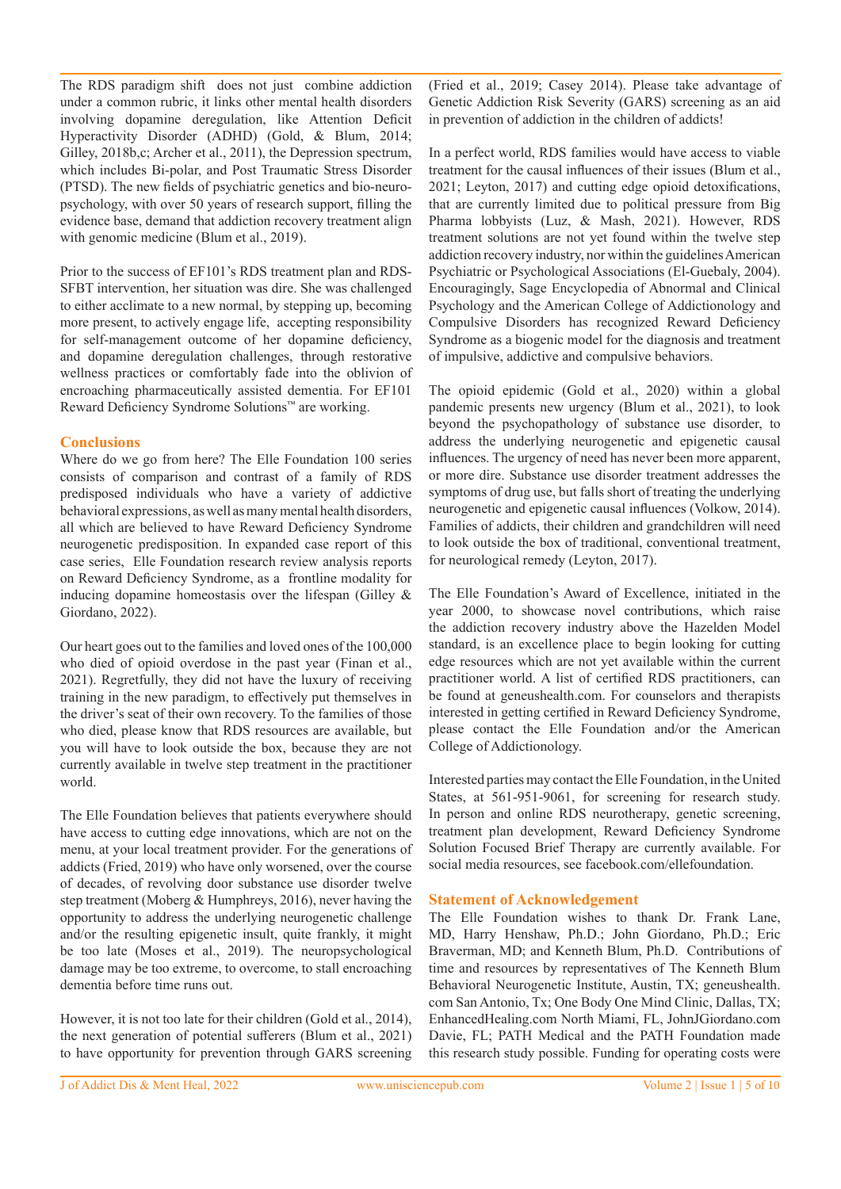The RDS paradigm shift does not just combine addiction under a common rubric, it links other mental health disorders involving dopamine deregulation, like Attention Deficit Hyperactivity Disorder (ADHD) (Gold, & Blum, 2014; Gilley, 2018b,c; Archer et al., 2011), the Depression spectrum, which includes Bi-polar, and Post Traumatic Stress Disorder (PTSD). The new fields of psychiatric genetics and bio-neuro-psychology, with over 50 years of research support, filling the evidence base, demand that addiction recovery treatment align with genomic medicine (Blum et al., 2019).

Prior to the success of EF101's RDS treatment plan and RDS-SFBT intervention, her situation was dire. She was challenged to either acclimate to a new normal, by stepping up, becoming more present, to actively engage life, accepting responsibility for self-management outcome of her dopamine deficiency, and dopamine deregulation challenges, through restorative wellness practices or comfortably fade into the oblivion of encroaching pharmaceutically assisted dementia. For EF101 Reward Deficiency Syndrome Solutions™ are working.

## Conclusions

Where do we go from here? The Elle Foundation 100 series consists of comparison and contrast of a family of RDS predisposed individuals who have a variety of addictive behavioral expressions, as well as many mental health disorders, all which are believed to have Reward Deficiency Syndrome neurogenetic predisposition. In expanded case report of this case series, Elle Foundation research review analysis reports on Reward Deficiency Syndrome, as a frontline modality for inducing dopamine homeostasis over the lifespan (Gilley & Giordano, 2022).

Our heart goes out to the families and loved ones of the 100,000 who died of opioid overdose in the past year (Finan et al., 2021). Regretfully, they did not have the luxury of receiving training in the new paradigm, to effectively put themselves in the driver's seat of their own recovery. To the families of those who died, please know that RDS resources are available, but you will have to look outside the box, because they are not currently available in twelve step treatment in the practitioner world.

The Elle Foundation believes that patients everywhere should have access to cutting edge innovations, which are not on the menu, at your local treatment provider. For the generations of addicts (Fried, 2019) who have only worsened, over the course of decades, of revolving door substance use disorder twelve step treatment (Moberg & Humphreys, 2016), never having the opportunity to address the underlying neurogenetic challenge and/or the resulting epigenetic insult, quite frankly, it might be too late (Moses et al., 2019). The neuropsychological damage may be too extreme, to overcome, to stall encroaching dementia before time runs out.

However, it is not too late for their children (Gold et al., 2014), the next generation of potential sufferers (Blum et al., 2021) to have opportunity for prevention through GARS screening (Fried et al., 2019; Casey 2014). Please take advantage of Genetic Addiction Risk Severity (GARS) screening as an aid in prevention of addiction in the children of addicts!

In a perfect world, RDS families would have access to viable treatment for the causal influences of their issues (Blum et al., 2021; Leyton, 2017) and cutting edge opioid detoxifications, that are currently limited due to political pressure from Big Pharma lobbyists (Luz, & Mash, 2021). However, RDS treatment solutions are not yet found within the twelve step addiction recovery industry, nor within the guidelines American Psychiatric or Psychological Associations (El-Guebaly, 2004). Encouragingly, Sage Encyclopedia of Abnormal and Clinical Psychology and the American College of Addictionology and Compulsive Disorders has recognized Reward Deficiency Syndrome as a biogenic model for the diagnosis and treatment of impulsive, addictive and compulsive behaviors.

The opioid epidemic (Gold et al., 2020) within a global pandemic presents new urgency (Blum et al., 2021), to look beyond the psychopathology of substance use disorder, to address the underlying neurogenetic and epigenetic causal influences. The urgency of need has never been more apparent, or more dire. Substance use disorder treatment addresses the symptoms of drug use, but falls short of treating the underlying neurogenetic and epigenetic causal influences (Volkow, 2014). Families of addicts, their children and grandchildren will need to look outside the box of traditional, conventional treatment, for neurological remedy (Leyton, 2017).

The Elle Foundation's Award of Excellence, initiated in the year 2000, to showcase novel contributions, which raise the addiction recovery industry above the Hazelden Model standard, is an excellence place to begin looking for cutting edge resources which are not yet available within the current practitioner world. A list of certified RDS practitioners, can be found at geneushealth.com. For counselors and therapists interested in getting certified in Reward Deficiency Syndrome, please contact the Elle Foundation and/or the American College of Addictionology.

Interested parties may contact the Elle Foundation, in the United States, at 561-951-9061, for screening for research study. In person and online RDS neurotherapy, genetic screening, treatment plan development, Reward Deficiency Syndrome Solution Focused Brief Therapy are currently available. For social media resources, see facebook.com/ellefoundation.

## Statement of Acknowledgement

The Elle Foundation wishes to thank Dr. Frank Lane, MD, Harry Henshaw, Ph.D.; John Giordano, Ph.D.; Eric Braverman, MD; and Kenneth Blum, Ph.D. Contributions of time and resources by representatives of The Kenneth Blum Behavioral Neurogenetic Institute, Austin, TX; geneushealth.com San Antonio, Tx; One Body One Mind Clinic, Dallas, TX; EnhancedHealing.com North Miami, FL, JohnJGiordano.com Davie, FL; PATH Medical and the PATH Foundation made this research study possible. Funding for operating costs were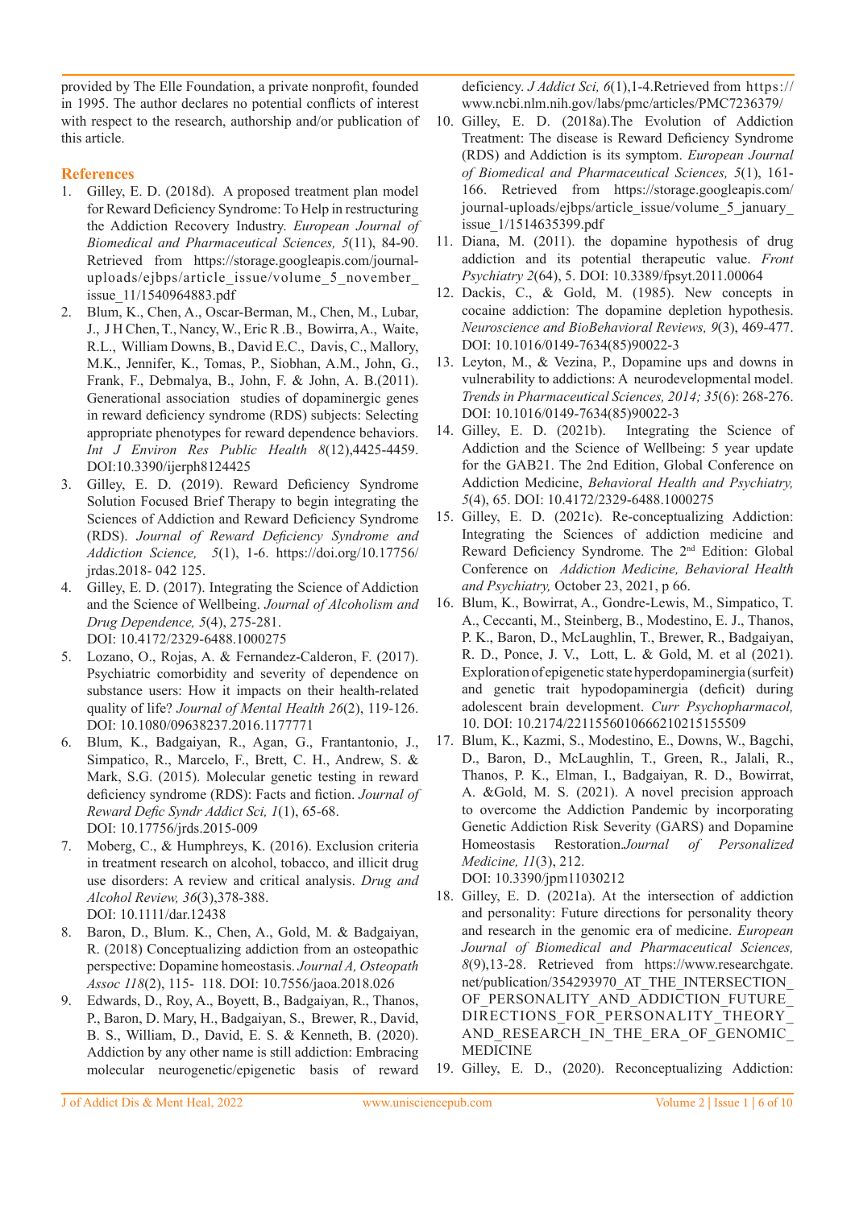provided by The Elle Foundation, a private nonprofit, founded in 1995. The author declares no potential conflicts of interest with respect to the research, authorship and/or publication of this article.

## References

1. Gilley, E. D. (2018d). A proposed treatment plan model for Reward Deficiency Syndrome: To Help in restructuring the Addiction Recovery Industry. *European Journal of Biomedical and Pharmaceutical Sciences, 5*(11), 84-90. Retrieved from https://storage.googleapis.com/journal-uploads/ejbps/article_issue/volume_5_november_issue_11/1540964883.pdf
2. Blum, K., Chen, A., Oscar-Berman, M., Chen, M., Lubar, J., J H Chen, T., Nancy, W., Eric R .B., Bowirra, A., Waite, R.L., William Downs, B., David E.C., Davis, C., Mallory, M.K., Jennifer, K., Tomas, P., Siobhan, A.M., John, G., Frank, F., Debmalya, B., John, F. & John, A. B.(2011). Generational association studies of dopaminergic genes in reward deficiency syndrome (RDS) subjects: Selecting appropriate phenotypes for reward dependence behaviors. *Int J Environ Res Public Health 8*(12),4425-4459. DOI:10.3390/ijerph8124425
3. Gilley, E. D. (2019). Reward Deficiency Syndrome Solution Focused Brief Therapy to begin integrating the Sciences of Addiction and Reward Deficiency Syndrome (RDS). *Journal of Reward Deficiency Syndrome and Addiction Science, 5*(1), 1-6. https://doi.org/10.17756/jrdas.2018- 042 125.
4. Gilley, E. D. (2017). Integrating the Science of Addiction and the Science of Wellbeing. *Journal of Alcoholism and Drug Dependence, 5*(4), 275-281. DOI: 10.4172/2329-6488.1000275
5. Lozano, O., Rojas, A. & Fernandez-Calderon, F. (2017). Psychiatric comorbidity and severity of dependence on substance users: How it impacts on their health-related quality of life? *Journal of Mental Health 26*(2), 119-126. DOI: 10.1080/09638237.2016.1177771
6. Blum, K., Badgaiyan, R., Agan, G., Frantantonio, J., Simpatico, R., Marcelo, F., Brett, C. H., Andrew, S. & Mark, S.G. (2015). Molecular genetic testing in reward deficiency syndrome (RDS): Facts and fiction. *Journal of Reward Defic Syndr Addict Sci, 1*(1), 65-68. DOI: 10.17756/jrds.2015-009
7. Moberg, C., & Humphreys, K. (2016). Exclusion criteria in treatment research on alcohol, tobacco, and illicit drug use disorders: A review and critical analysis. *Drug and Alcohol Review, 36*(3),378-388. DOI: 10.1111/dar.12438
8. Baron, D., Blum. K., Chen, A., Gold, M. & Badgaiyan, R. (2018) Conceptualizing addiction from an osteopathic perspective: Dopamine homeostasis. *Journal A, Osteopath Assoc 118*(2), 115- 118. DOI: 10.7556/jaoa.2018.026
9. Edwards, D., Roy, A., Boyett, B., Badgaiyan, R., Thanos, P., Baron, D. Mary, H., Badgaiyan, S., Brewer, R., David, B. S., William, D., David, E. S. & Kenneth, B. (2020). Addiction by any other name is still addiction: Embracing molecular neurogenetic/epigenetic basis of reward deficiency. *J Addict Sci, 6*(1),1-4.Retrieved from https://www.ncbi.nlm.nih.gov/labs/pmc/articles/PMC7236379/
10. Gilley, E. D. (2018a).The Evolution of Addiction Treatment: The disease is Reward Deficiency Syndrome (RDS) and Addiction is its symptom. *European Journal of Biomedical and Pharmaceutical Sciences, 5*(1), 161-166. Retrieved from https://storage.googleapis.com/journal-uploads/ejbps/article_issue/volume_5_january_issue_1/1514635399.pdf
11. Diana, M. (2011). the dopamine hypothesis of drug addiction and its potential therapeutic value. *Front Psychiatry 2*(64), 5. DOI: 10.3389/fpsyt.2011.00064
12. Dackis, C., & Gold, M. (1985). New concepts in cocaine addiction: The dopamine depletion hypothesis. *Neuroscience and BioBehavioral Reviews, 9*(3), 469-477. DOI: 10.1016/0149-7634(85)90022-3
13. Leyton, M., & Vezina, P., Dopamine ups and downs in vulnerability to addictions: A neurodevelopmental model. *Trends in Pharmaceutical Sciences, 2014; 35*(6): 268-276. DOI: 10.1016/0149-7634(85)90022-3
14. Gilley, E. D. (2021b). Integrating the Science of Addiction and the Science of Wellbeing: 5 year update for the GAB21. The 2nd Edition, Global Conference on Addiction Medicine, *Behavioral Health and Psychiatry, 5*(4), 65. DOI: 10.4172/2329-6488.1000275
15. Gilley, E. D. (2021c). Re-conceptualizing Addiction: Integrating the Sciences of addiction medicine and Reward Deficiency Syndrome. The 2nd Edition: Global Conference on *Addiction Medicine, Behavioral Health and Psychiatry,* October 23, 2021, p 66.
16. Blum, K., Bowirrat, A., Gondre-Lewis, M., Simpatico, T. A., Ceccanti, M., Steinberg, B., Modestino, E. J., Thanos, P. K., Baron, D., McLaughlin, T., Brewer, R., Badgaiyan, R. D., Ponce, J. V., Lott, L. & Gold, M. et al (2021). Exploration of epigenetic state hyperdopaminergia (surfeit) and genetic trait hypodopaminergia (deficit) during adolescent brain development. *Curr Psychopharmacol,* 10. DOI: 10.2174/2211556010666210215155509
17. Blum, K., Kazmi, S., Modestino, E., Downs, W., Bagchi, D., Baron, D., McLaughlin, T., Green, R., Jalali, R., Thanos, P. K., Elman, I., Badgaiyan, R. D., Bowirrat, A. &Gold, M. S. (2021). A novel precision approach to overcome the Addiction Pandemic by incorporating Genetic Addiction Risk Severity (GARS) and Dopamine Homeostasis Restoration.*Journal of Personalized Medicine, 11*(3), 212. DOI: 10.3390/jpm11030212
18. Gilley, E. D. (2021a). At the intersection of addiction and personality: Future directions for personality theory and research in the genomic era of medicine. *European Journal of Biomedical and Pharmaceutical Sciences, 8*(9),13-28. Retrieved from https://www.researchgate.net/publication/354293970_AT_THE_INTERSECTION_OF_PERSONALITY_AND_ADDICTION_FUTURE_DIRECTIONS_FOR_PERSONALITY_THEORY_AND_RESEARCH_IN_THE_ERA_OF_GENOMIC_MEDICINE
19. Gilley, E. D., (2020). Reconceptualizing Addiction: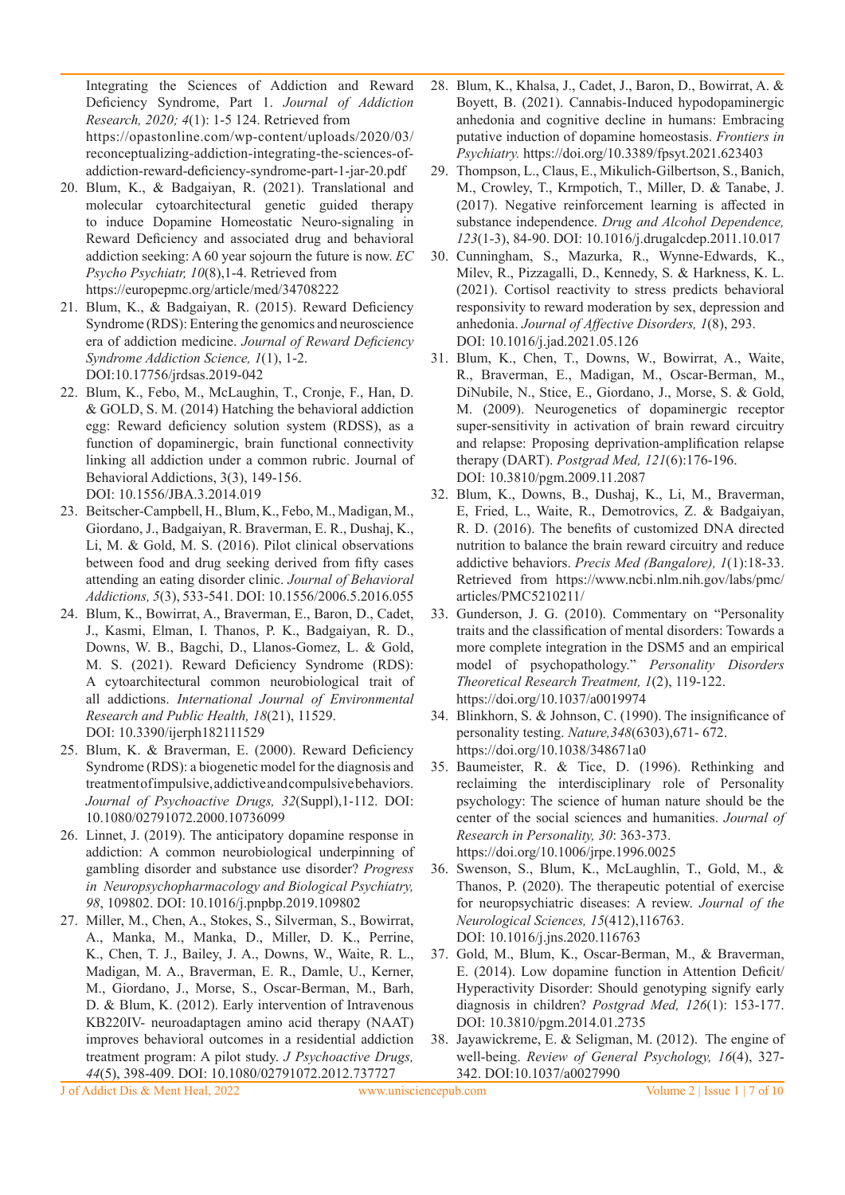Integrating the Sciences of Addiction and Reward Deficiency Syndrome, Part 1. *Journal of Addiction Research, 2020; 4*(1): 1-5 124. Retrieved from https://opastonline.com/wp-content/uploads/2020/03/reconceptualizing-addiction-integrating-the-sciences-of-addiction-reward-deficiency-syndrome-part-1-jar-20.pdf

20. Blum, K., & Badgaiyan, R. (2021). Translational and molecular cytoarchitectural genetic guided therapy to induce Dopamine Homeostatic Neuro-signaling in Reward Deficiency and associated drug and behavioral addiction seeking: A 60 year sojourn the future is now. *EC Psycho Psychiatr, 10*(8),1-4. Retrieved from https://europepmc.org/article/med/34708222
21. Blum, K., & Badgaiyan, R. (2015). Reward Deficiency Syndrome (RDS): Entering the genomics and neuroscience era of addiction medicine. *Journal of Reward Deficiency Syndrome Addiction Science, 1*(1), 1-2. DOI:10.17756/jrdsas.2019-042
22. Blum, K., Febo, M., McLaughin, T., Cronje, F., Han, D. & GOLD, S. M. (2014) Hatching the behavioral addiction egg: Reward deficiency solution system (RDSS), as a function of dopaminergic, brain functional connectivity linking all addiction under a common rubric. Journal of Behavioral Addictions, 3(3), 149-156. DOI: 10.1556/JBA.3.2014.019
23. Beitscher-Campbell, H., Blum, K., Febo, M., Madigan, M., Giordano, J., Badgaiyan, R. Braverman, E. R., Dushaj, K., Li, M. & Gold, M. S. (2016). Pilot clinical observations between food and drug seeking derived from fifty cases attending an eating disorder clinic. *Journal of Behavioral Addictions, 5*(3), 533-541. DOI: 10.1556/2006.5.2016.055
24. Blum, K., Bowirrat, A., Braverman, E., Baron, D., Cadet, J., Kasmi, Elman, I. Thanos, P. K., Badgaiyan, R. D., Downs, W. B., Bagchi, D., Llanos-Gomez, L. & Gold, M. S. (2021). Reward Deficiency Syndrome (RDS): A cytoarchitectural common neurobiological trait of all addictions. *International Journal of Environmental Research and Public Health, 18*(21), 11529. DOI: 10.3390/ijerph182111529
25. Blum, K. & Braverman, E. (2000). Reward Deficiency Syndrome (RDS): a biogenetic model for the diagnosis and treatment of impulsive, addictive and compulsive behaviors. *Journal of Psychoactive Drugs, 32*(Suppl),1-112. DOI: 10.1080/02791072.2000.10736099
26. Linnet, J. (2019). The anticipatory dopamine response in addiction: A common neurobiological underpinning of gambling disorder and substance use disorder? *Progress in Neuropsychopharmacology and Biological Psychiatry, 98*, 109802. DOI: 10.1016/j.pnpbp.2019.109802
27. Miller, M., Chen, A., Stokes, S., Silverman, S., Bowirrat, A., Manka, M., Manka, D., Miller, D. K., Perrine, K., Chen, T. J., Bailey, J. A., Downs, W., Waite, R. L., Madigan, M. A., Braverman, E. R., Damle, U., Kerner, M., Giordano, J., Morse, S., Oscar-Berman, M., Barh, D. & Blum, K. (2012). Early intervention of Intravenous KB220IV- neuroadaptagen amino acid therapy (NAAT) improves behavioral outcomes in a residential addiction treatment program: A pilot study. *J Psychoactive Drugs, 44*(5), 398-409. DOI: 10.1080/02791072.2012.737727
28. Blum, K., Khalsa, J., Cadet, J., Baron, D., Bowirrat, A. & Boyett, B. (2021). Cannabis-Induced hypodopaminergic anhedonia and cognitive decline in humans: Embracing putative induction of dopamine homeostasis. *Frontiers in Psychiatry.* https://doi.org/10.3389/fpsyt.2021.623403
29. Thompson, L., Claus, E., Mikulich-Gilbertson, S., Banich, M., Crowley, T., Krmpotich, T., Miller, D. & Tanabe, J. (2017). Negative reinforcement learning is affected in substance independence. *Drug and Alcohol Dependence, 123*(1-3), 84-90. DOI: 10.1016/j.drugalcdep.2011.10.017
30. Cunningham, S., Mazurka, R., Wynne-Edwards, K., Milev, R., Pizzagalli, D., Kennedy, S. & Harkness, K. L. (2021). Cortisol reactivity to stress predicts behavioral responsivity to reward moderation by sex, depression and anhedonia. *Journal of Affective Disorders, 1*(8), 293. DOI: 10.1016/j.jad.2021.05.126
31. Blum, K., Chen, T., Downs, W., Bowirrat, A., Waite, R., Braverman, E., Madigan, M., Oscar-Berman, M., DiNubile, N., Stice, E., Giordano, J., Morse, S. & Gold, M. (2009). Neurogenetics of dopaminergic receptor super-sensitivity in activation of brain reward circuitry and relapse: Proposing deprivation-amplification relapse therapy (DART). *Postgrad Med, 121*(6):176-196. DOI: 10.3810/pgm.2009.11.2087
32. Blum, K., Downs, B., Dushaj, K., Li, M., Braverman, E, Fried, L., Waite, R., Demotrovics, Z. & Badgaiyan, R. D. (2016). The benefits of customized DNA directed nutrition to balance the brain reward circuitry and reduce addictive behaviors. *Precis Med (Bangalore), 1*(1):18-33. Retrieved from https://www.ncbi.nlm.nih.gov/labs/pmc/articles/PMC5210211/
33. Gunderson, J. G. (2010). Commentary on "Personality traits and the classification of mental disorders: Towards a more complete integration in the DSM5 and an empirical model of psychopathology." *Personality Disorders Theoretical Research Treatment, 1*(2), 119-122. https://doi.org/10.1037/a0019974
34. Blinkhorn, S. & Johnson, C. (1990). The insignificance of personality testing. *Nature,348*(6303),671- 672. https://doi.org/10.1038/348671a0
35. Baumeister, R. & Tice, D. (1996). Rethinking and reclaiming the interdisciplinary role of Personality psychology: The science of human nature should be the center of the social sciences and humanities. *Journal of Research in Personality, 30*: 363-373. https://doi.org/10.1006/jrpe.1996.0025
36. Swenson, S., Blum, K., McLaughlin, T., Gold, M., & Thanos, P. (2020). The therapeutic potential of exercise for neuropsychiatric diseases: A review. *Journal of the Neurological Sciences, 15*(412),116763. DOI: 10.1016/j.jns.2020.116763
37. Gold, M., Blum, K., Oscar-Berman, M., & Braverman, E. (2014). Low dopamine function in Attention Deficit/Hyperactivity Disorder: Should genotyping signify early diagnosis in children? *Postgrad Med, 126*(1): 153-177. DOI: 10.3810/pgm.2014.01.2735
38. Jayawickreme, E. & Seligman, M. (2012). The engine of well-being. *Review of General Psychology, 16*(4), 327-342. DOI:10.1037/a0027990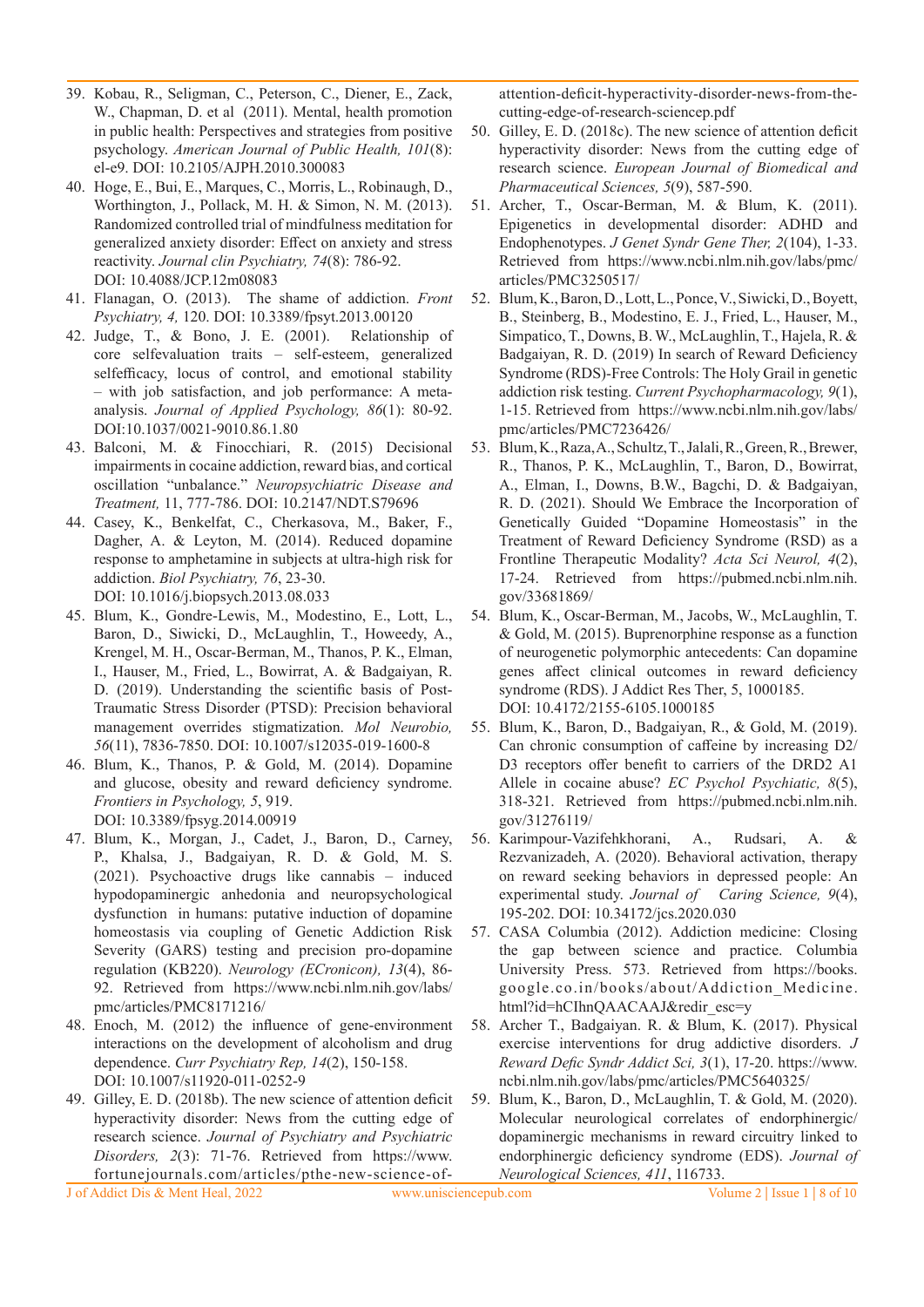39. Kobau, R., Seligman, C., Peterson, C., Diener, E., Zack, W., Chapman, D. et al (2011). Mental, health promotion in public health: Perspectives and strategies from positive psychology. *American Journal of Public Health, 101*(8): el-e9. DOI: 10.2105/AJPH.2010.300083
40. Hoge, E., Bui, E., Marques, C., Morris, L., Robinaugh, D., Worthington, J., Pollack, M. H. & Simon, N. M. (2013). Randomized controlled trial of mindfulness meditation for generalized anxiety disorder: Effect on anxiety and stress reactivity. *Journal clin Psychiatry, 74*(8): 786-92. DOI: 10.4088/JCP.12m08083
41. Flanagan, O. (2013). The shame of addiction. *Front Psychiatry, 4,* 120. DOI: 10.3389/fpsyt.2013.00120
42. Judge, T., & Bono, J. E. (2001). Relationship of core selfevaluation traits – self-esteem, generalized selfefficacy, locus of control, and emotional stability – with job satisfaction, and job performance: A meta-analysis. *Journal of Applied Psychology, 86*(1): 80-92. DOI:10.1037/0021-9010.86.1.80
43. Balconi, M. & Finocchiari, R. (2015) Decisional impairments in cocaine addiction, reward bias, and cortical oscillation "unbalance." *Neuropsychiatric Disease and Treatment,* 11, 777-786. DOI: 10.2147/NDT.S79696
44. Casey, K., Benkelfat, C., Cherkasova, M., Baker, F., Dagher, A. & Leyton, M. (2014). Reduced dopamine response to amphetamine in subjects at ultra-high risk for addiction. *Biol Psychiatry, 76*, 23-30. DOI: 10.1016/j.biopsych.2013.08.033
45. Blum, K., Gondre-Lewis, M., Modestino, E., Lott, L., Baron, D., Siwicki, D., McLaughlin, T., Howeedy, A., Krengel, M. H., Oscar-Berman, M., Thanos, P. K., Elman, I., Hauser, M., Fried, L., Bowirrat, A. & Badgaiyan, R. D. (2019). Understanding the scientific basis of Post-Traumatic Stress Disorder (PTSD): Precision behavioral management overrides stigmatization. *Mol Neurobio, 56*(11), 7836-7850. DOI: 10.1007/s12035-019-1600-8
46. Blum, K., Thanos, P. & Gold, M. (2014). Dopamine and glucose, obesity and reward deficiency syndrome. *Frontiers in Psychology, 5*, 919. DOI: 10.3389/fpsyg.2014.00919
47. Blum, K., Morgan, J., Cadet, J., Baron, D., Carney, P., Khalsa, J., Badgaiyan, R. D. & Gold, M. S. (2021). Psychoactive drugs like cannabis – induced hypodopaminergic anhedonia and neuropsychological dysfunction in humans: putative induction of dopamine homeostasis via coupling of Genetic Addiction Risk Severity (GARS) testing and precision pro-dopamine regulation (KB220). *Neurology (ECronicon), 13*(4), 86-92. Retrieved from https://www.ncbi.nlm.nih.gov/labs/pmc/articles/PMC8171216/
48. Enoch, M. (2012) the influence of gene-environment interactions on the development of alcoholism and drug dependence. *Curr Psychiatry Rep, 14*(2), 150-158. DOI: 10.1007/s11920-011-0252-9
49. Gilley, E. D. (2018b). The new science of attention deficit hyperactivity disorder: News from the cutting edge of research science. *Journal of Psychiatry and Psychiatric Disorders, 2*(3): 71-76. Retrieved from https://www.fortunejournals.com/articles/pthe-new-science-of-attention-deficit-hyperactivity-disorder-news-from-the-cutting-edge-of-research-sciencep.pdf
50. Gilley, E. D. (2018c). The new science of attention deficit hyperactivity disorder: News from the cutting edge of research science. *European Journal of Biomedical and Pharmaceutical Sciences, 5*(9), 587-590.
51. Archer, T., Oscar-Berman, M. & Blum, K. (2011). Epigenetics in developmental disorder: ADHD and Endophenotypes. *J Genet Syndr Gene Ther, 2*(104), 1-33. Retrieved from https://www.ncbi.nlm.nih.gov/labs/pmc/articles/PMC3250517/
52. Blum, K., Baron, D., Lott, L., Ponce, V., Siwicki, D., Boyett, B., Steinberg, B., Modestino, E. J., Fried, L., Hauser, M., Simpatico, T., Downs, B. W., McLaughlin, T., Hajela, R. & Badgaiyan, R. D. (2019) In search of Reward Deficiency Syndrome (RDS)-Free Controls: The Holy Grail in genetic addiction risk testing. *Current Psychopharmacology, 9*(1), 1-15. Retrieved from https://www.ncbi.nlm.nih.gov/labs/pmc/articles/PMC7236426/
53. Blum, K., Raza, A., Schultz, T., Jalali, R., Green, R., Brewer, R., Thanos, P. K., McLaughlin, T., Baron, D., Bowirrat, A., Elman, I., Downs, B.W., Bagchi, D. & Badgaiyan, R. D. (2021). Should We Embrace the Incorporation of Genetically Guided "Dopamine Homeostasis" in the Treatment of Reward Deficiency Syndrome (RSD) as a Frontline Therapeutic Modality? *Acta Sci Neurol, 4*(2), 17-24. Retrieved from https://pubmed.ncbi.nlm.nih.gov/33681869/
54. Blum, K., Oscar-Berman, M., Jacobs, W., McLaughlin, T. & Gold, M. (2015). Buprenorphine response as a function of neurogenetic polymorphic antecedents: Can dopamine genes affect clinical outcomes in reward deficiency syndrome (RDS). J Addict Res Ther, 5, 1000185. DOI: 10.4172/2155-6105.1000185
55. Blum, K., Baron, D., Badgaiyan, R., & Gold, M. (2019). Can chronic consumption of caffeine by increasing D2/D3 receptors offer benefit to carriers of the DRD2 A1 Allele in cocaine abuse? *EC Psychol Psychiatic, 8*(5), 318-321. Retrieved from https://pubmed.ncbi.nlm.nih.gov/31276119/
56. Karimpour-Vazifehkhorani, A., Rudsari, A. & Rezvanizadeh, A. (2020). Behavioral activation, therapy on reward seeking behaviors in depressed people: An experimental study. *Journal of Caring Science, 9*(4), 195-202. DOI: 10.34172/jcs.2020.030
57. CASA Columbia (2012). Addiction medicine: Closing the gap between science and practice. Columbia University Press. 573. Retrieved from https://books.google.co.in/books/about/Addiction_Medicine.html?id=hCIhnQAACAAJ&redir_esc=y
58. Archer T., Badgaiyan. R. & Blum, K. (2017). Physical exercise interventions for drug addictive disorders. *J Reward Defic Syndr Addict Sci, 3*(1), 17-20. https://www.ncbi.nlm.nih.gov/labs/pmc/articles/PMC5640325/
59. Blum, K., Baron, D., McLaughlin, T. & Gold, M. (2020). Molecular neurological correlates of endorphinergic/dopaminergic mechanisms in reward circuitry linked to endorphinergic deficiency syndrome (EDS). *Journal of Neurological Sciences, 411*, 116733.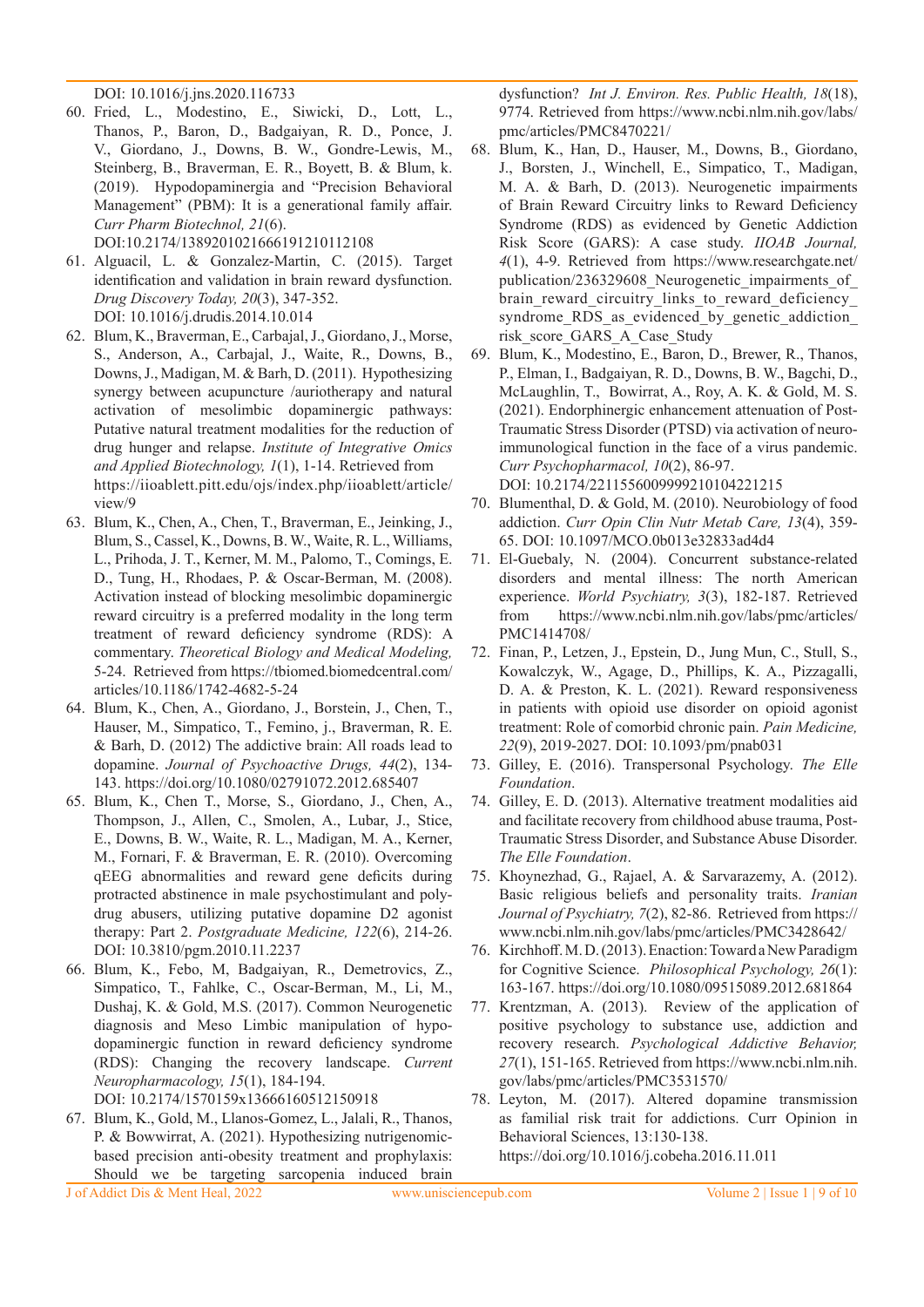DOI: 10.1016/j.jns.2020.116733

60. Fried, L., Modestino, E., Siwicki, D., Lott, L., Thanos, P., Baron, D., Badgaiyan, R. D., Ponce, J. V., Giordano, J., Downs, B. W., Gondre-Lewis, M., Steinberg, B., Braverman, E. R., Boyett, B. & Blum, k. (2019). Hypodopaminergia and "Precision Behavioral Management" (PBM): It is a generational family affair. *Curr Pharm Biotechnol, 21*(6). DOI:10.2174/1389201021666191210112108
61. Alguacil, L. & Gonzalez-Martin, C. (2015). Target identification and validation in brain reward dysfunction. *Drug Discovery Today, 20*(3), 347-352. DOI: 10.1016/j.drudis.2014.10.014
62. Blum, K., Braverman, E., Carbajal, J., Giordano, J., Morse, S., Anderson, A., Carbajal, J., Waite, R., Downs, B., Downs, J., Madigan, M. & Barh, D. (2011). Hypothesizing synergy between acupuncture /auriotherapy and natural activation of mesolimbic dopaminergic pathways: Putative natural treatment modalities for the reduction of drug hunger and relapse. *Institute of Integrative Omics and Applied Biotechnology, 1*(1), 1-14. Retrieved from https://iioablett.pitt.edu/ojs/index.php/iioablett/article/view/9
63. Blum, K., Chen, A., Chen, T., Braverman, E., Jeinking, J., Blum, S., Cassel, K., Downs, B. W., Waite, R. L., Williams, L., Prihoda, J. T., Kerner, M. M., Palomo, T., Comings, E. D., Tung, H., Rhodaes, P. & Oscar-Berman, M. (2008). Activation instead of blocking mesolimbic dopaminergic reward circuitry is a preferred modality in the long term treatment of reward deficiency syndrome (RDS): A commentary. *Theoretical Biology and Medical Modeling,* 5-24. Retrieved from https://tbiomed.biomedcentral.com/articles/10.1186/1742-4682-5-24
64. Blum, K., Chen, A., Giordano, J., Borstein, J., Chen, T., Hauser, M., Simpatico, T., Femino, j., Braverman, R. E. & Barh, D. (2012) The addictive brain: All roads lead to dopamine. *Journal of Psychoactive Drugs, 44*(2), 134-143. https://doi.org/10.1080/02791072.2012.685407
65. Blum, K., Chen T., Morse, S., Giordano, J., Chen, A., Thompson, J., Allen, C., Smolen, A., Lubar, J., Stice, E., Downs, B. W., Waite, R. L., Madigan, M. A., Kerner, M., Fornari, F. & Braverman, E. R. (2010). Overcoming qEEG abnormalities and reward gene deficits during protracted abstinence in male psychostimulant and polydrug abusers, utilizing putative dopamine D2 agonist therapy: Part 2. *Postgraduate Medicine, 122*(6), 214-26. DOI: 10.3810/pgm.2010.11.2237
66. Blum, K., Febo, M, Badgaiyan, R., Demetrovics, Z., Simpatico, T., Fahlke, C., Oscar-Berman, M., Li, M., Dushaj, K. & Gold, M.S. (2017). Common Neurogenetic diagnosis and Meso Limbic manipulation of hypodopaminergic function in reward deficiency syndrome (RDS): Changing the recovery landscape. *Current Neuropharmacology, 15*(1), 184-194. DOI: 10.2174/1570159x13666160512150918
67. Blum, K., Gold, M., Llanos-Gomez, L., Jalali, R., Thanos, P. & Bowwirrat, A. (2021). Hypothesizing nutrigenomic-based precision anti-obesity treatment and prophylaxis: Should we be targeting sarcopenia induced brain dysfunction? *Int J. Environ. Res. Public Health, 18*(18), 9774. Retrieved from https://www.ncbi.nlm.nih.gov/labs/pmc/articles/PMC8470221/
68. Blum, K., Han, D., Hauser, M., Downs, B., Giordano, J., Borsten, J., Winchell, E., Simpatico, T., Madigan, M. A. & Barh, D. (2013). Neurogenetic impairments of Brain Reward Circuitry links to Reward Deficiency Syndrome (RDS) as evidenced by Genetic Addiction Risk Score (GARS): A case study. *IIOAB Journal, 4*(1), 4-9. Retrieved from https://www.researchgate.net/publication/236329608_Neurogenetic_impairments_of_brain_reward_circuitry_links_to_reward_deficiency_syndrome_RDS_as_evidenced_by_genetic_addiction_risk_score_GARS_A_Case_Study
69. Blum, K., Modestino, E., Baron, D., Brewer, R., Thanos, P., Elman, I., Badgaiyan, R. D., Downs, B. W., Bagchi, D., McLaughlin, T., Bowirrat, A., Roy, A. K. & Gold, M. S. (2021). Endorphinergic enhancement attenuation of Post-Traumatic Stress Disorder (PTSD) via activation of neuro-immunological function in the face of a virus pandemic. *Curr Psychopharmacol, 10*(2), 86-97. DOI: 10.2174/2211556009999210104221215
70. Blumenthal, D. & Gold, M. (2010). Neurobiology of food addiction. *Curr Opin Clin Nutr Metab Care, 13*(4), 359-65. DOI: 10.1097/MCO.0b013e32833ad4d4
71. El-Guebaly, N. (2004). Concurrent substance-related disorders and mental illness: The north American experience. *World Psychiatry, 3*(3), 182-187. Retrieved from https://www.ncbi.nlm.nih.gov/labs/pmc/articles/PMC1414708/
72. Finan, P., Letzen, J., Epstein, D., Jung Mun, C., Stull, S., Kowalczyk, W., Agage, D., Phillips, K. A., Pizzagalli, D. A. & Preston, K. L. (2021). Reward responsiveness in patients with opioid use disorder on opioid agonist treatment: Role of comorbid chronic pain. *Pain Medicine, 22*(9), 2019-2027. DOI: 10.1093/pm/pnab031
73. Gilley, E. (2016). Transpersonal Psychology. *The Elle Foundation*.
74. Gilley, E. D. (2013). Alternative treatment modalities aid and facilitate recovery from childhood abuse trauma, Post-Traumatic Stress Disorder, and Substance Abuse Disorder. *The Elle Foundation*.
75. Khoynezhad, G., Rajael, A. & Sarvarazemy, A. (2012). Basic religious beliefs and personality traits. *Iranian Journal of Psychiatry, 7*(2), 82-86. Retrieved from https://www.ncbi.nlm.nih.gov/labs/pmc/articles/PMC3428642/
76. Kirchhoff. M. D. (2013). Enaction: Toward a New Paradigm for Cognitive Science. *Philosophical Psychology, 26*(1): 163-167. https://doi.org/10.1080/09515089.2012.681864
77. Krentzman, A. (2013). Review of the application of positive psychology to substance use, addiction and recovery research. *Psychological Addictive Behavior, 27*(1), 151-165. Retrieved from https://www.ncbi.nlm.nih.gov/labs/pmc/articles/PMC3531570/
78. Leyton, M. (2017). Altered dopamine transmission as familial risk trait for addictions. Curr Opinion in Behavioral Sciences, 13:130-138. https://doi.org/10.1016/j.cobeha.2016.11.011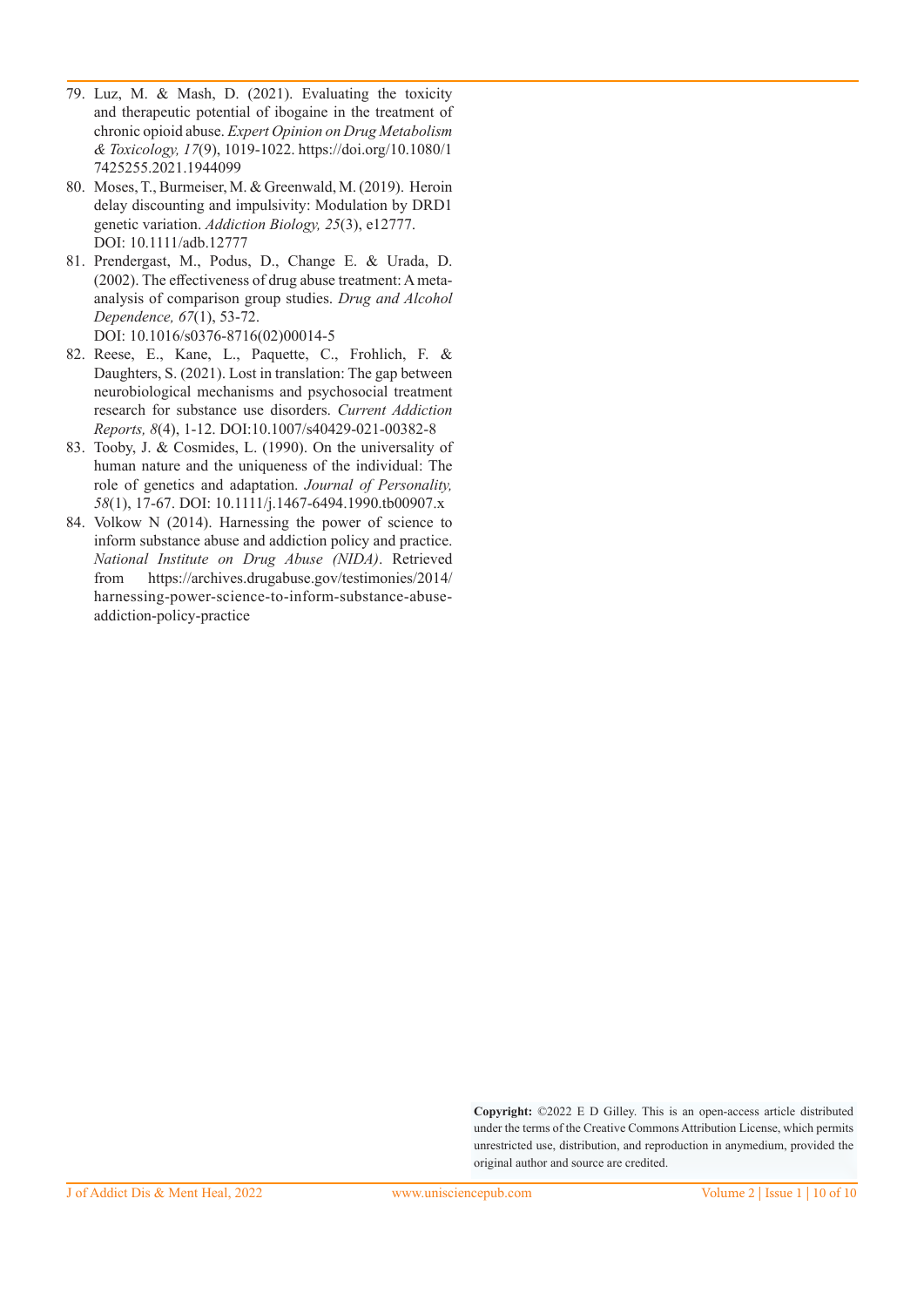79. Luz, M. & Mash, D. (2021). Evaluating the toxicity and therapeutic potential of ibogaine in the treatment of chronic opioid abuse. *Expert Opinion on Drug Metabolism & Toxicology, 17*(9), 1019-1022. https://doi.org/10.1080/17425255.2021.1944099
80. Moses, T., Burmeiser, M. & Greenwald, M. (2019). Heroin delay discounting and impulsivity: Modulation by DRD1 genetic variation. *Addiction Biology, 25*(3), e12777. DOI: 10.1111/adb.12777
81. Prendergast, M., Podus, D., Change E. & Urada, D. (2002). The effectiveness of drug abuse treatment: A meta-analysis of comparison group studies. *Drug and Alcohol Dependence, 67*(1), 53-72. DOI: 10.1016/s0376-8716(02)00014-5
82. Reese, E., Kane, L., Paquette, C., Frohlich, F. & Daughters, S. (2021). Lost in translation: The gap between neurobiological mechanisms and psychosocial treatment research for substance use disorders. *Current Addiction Reports, 8*(4), 1-12. DOI:10.1007/s40429-021-00382-8
83. Tooby, J. & Cosmides, L. (1990). On the universality of human nature and the uniqueness of the individual: The role of genetics and adaptation. *Journal of Personality, 58*(1), 17-67. DOI: 10.1111/j.1467-6494.1990.tb00907.x
84. Volkow N (2014). Harnessing the power of science to inform substance abuse and addiction policy and practice. *National Institute on Drug Abuse (NIDA)*. Retrieved from https://archives.drugabuse.gov/testimonies/2014/harnessing-power-science-to-inform-substance-abuse-addiction-policy-practice

**Copyright:** ©2022 E D Gilley. This is an open-access article distributed under the terms of the Creative Commons Attribution License, which permits unrestricted use, distribution, and reproduction in anymedium, provided the original author and source are credited.